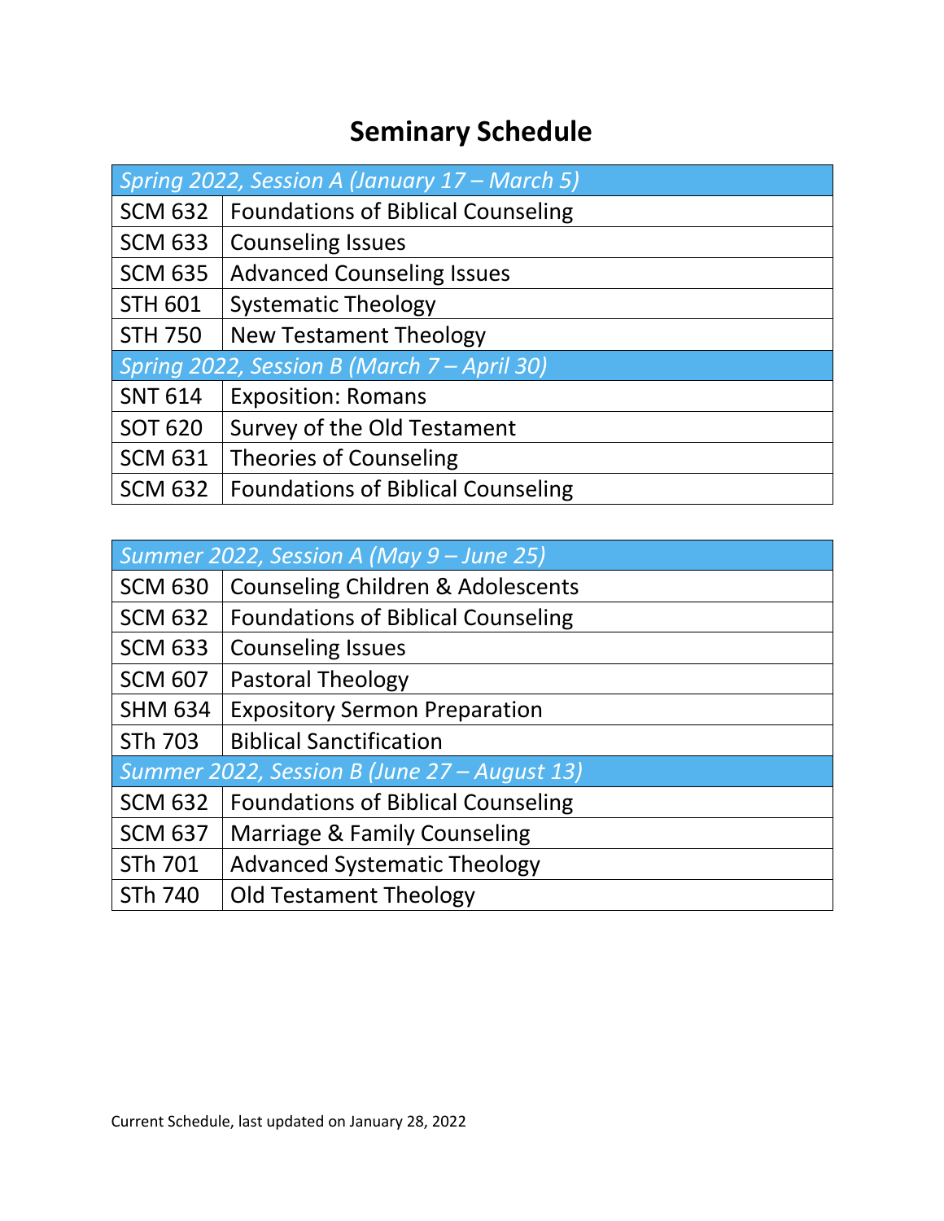# Seminary Schedule

| *Spring 2022, Session A (January 17 – March 5)* | |
|---|---|
| SCM 632 | Foundations of Biblical Counseling |
| SCM 633 | Counseling Issues |
| SCM 635 | Advanced Counseling Issues |
| STH 601 | Systematic Theology |
| STH 750 | New Testament Theology |
| *Spring 2022, Session B (March 7 – April 30)* | |
| SNT 614 | Exposition: Romans |
| SOT 620 | Survey of the Old Testament |
| SCM 631 | Theories of Counseling |
| SCM 632 | Foundations of Biblical Counseling |

| *Summer 2022, Session A (May 9 – June 25)* | |
|---|---|
| SCM 630 | Counseling Children & Adolescents |
| SCM 632 | Foundations of Biblical Counseling |
| SCM 633 | Counseling Issues |
| SCM 607 | Pastoral Theology |
| SHM 634 | Expository Sermon Preparation |
| STh 703 | Biblical Sanctification |
| *Summer 2022, Session B (June 27 – August 13)* | |
| SCM 632 | Foundations of Biblical Counseling |
| SCM 637 | Marriage & Family Counseling |
| STh 701 | Advanced Systematic Theology |
| STh 740 | Old Testament Theology |

Current Schedule, last updated on January 28, 2022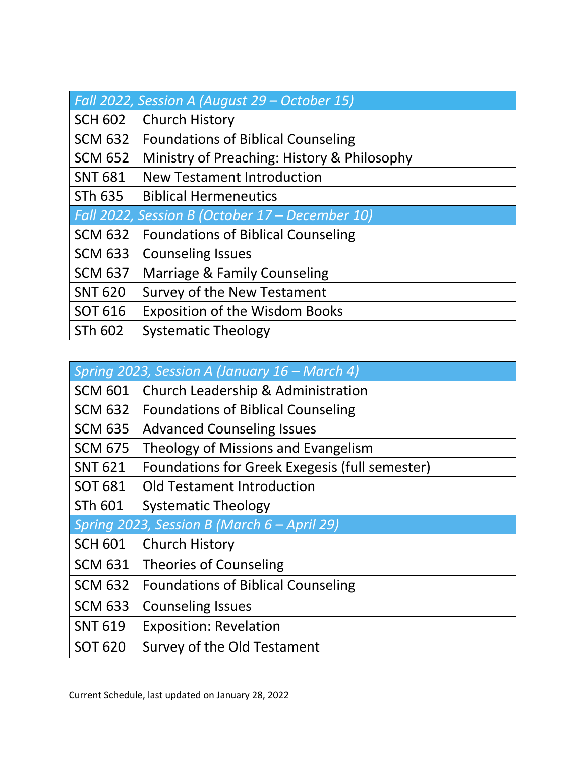| *Fall 2022, Session A (August 29 – October 15)* | |
|---|---|
| SCH 602 | Church History |
| SCM 632 | Foundations of Biblical Counseling |
| SCM 652 | Ministry of Preaching: History & Philosophy |
| SNT 681 | New Testament Introduction |
| STh 635 | Biblical Hermeneutics |
| *Fall 2022, Session B (October 17 – December 10)* | |
| SCM 632 | Foundations of Biblical Counseling |
| SCM 633 | Counseling Issues |
| SCM 637 | Marriage & Family Counseling |
| SNT 620 | Survey of the New Testament |
| SOT 616 | Exposition of the Wisdom Books |
| STh 602 | Systematic Theology |

| *Spring 2023, Session A (January 16 – March 4)* | |
|---|---|
| SCM 601 | Church Leadership & Administration |
| SCM 632 | Foundations of Biblical Counseling |
| SCM 635 | Advanced Counseling Issues |
| SCM 675 | Theology of Missions and Evangelism |
| SNT 621 | Foundations for Greek Exegesis (full semester) |
| SOT 681 | Old Testament Introduction |
| STh 601 | Systematic Theology |
| *Spring 2023, Session B (March 6 – April 29)* | |
| SCH 601 | Church History |
| SCM 631 | Theories of Counseling |
| SCM 632 | Foundations of Biblical Counseling |
| SCM 633 | Counseling Issues |
| SNT 619 | Exposition: Revelation |
| SOT 620 | Survey of the Old Testament |

Current Schedule, last updated on January 28, 2022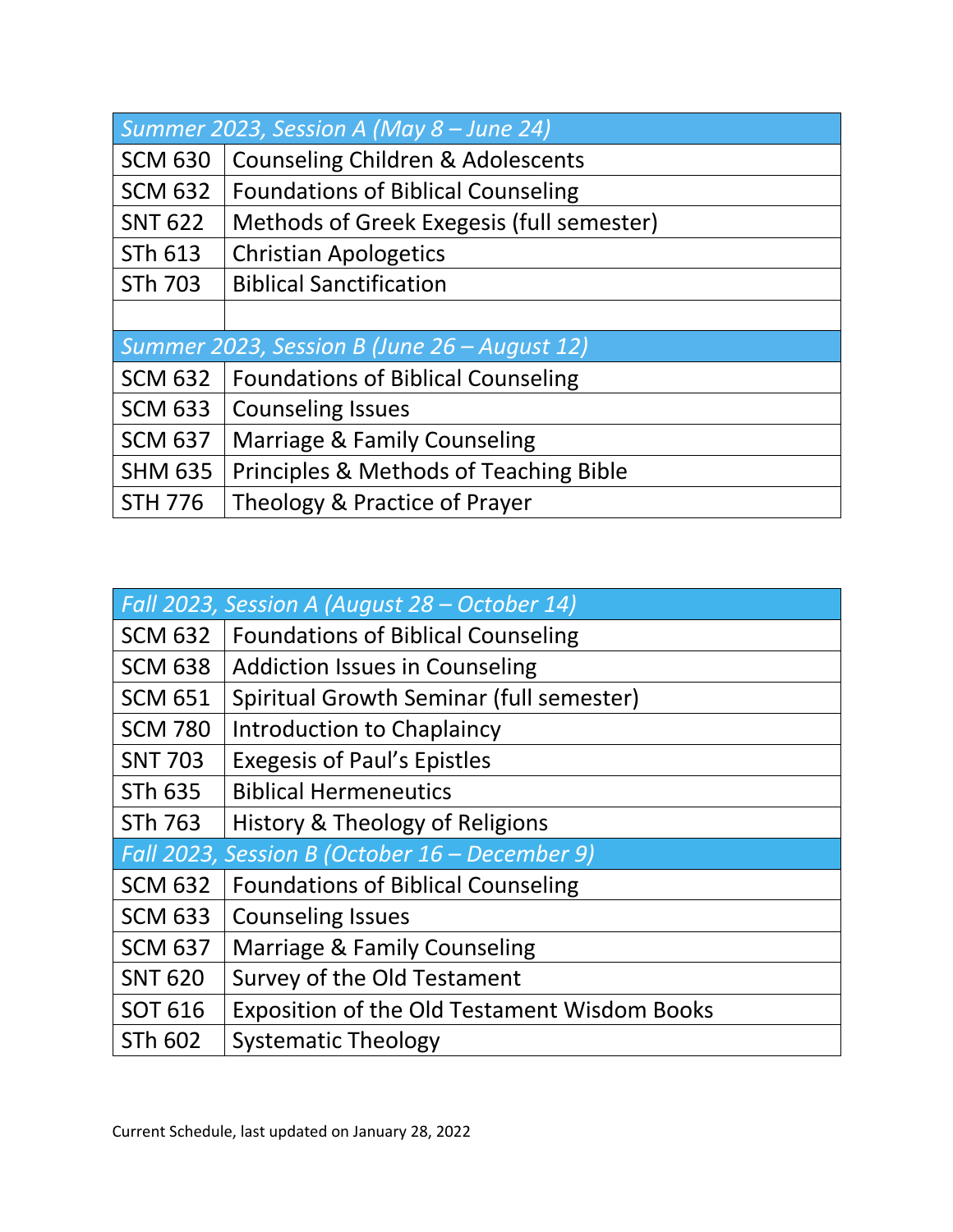| *Summer 2023, Session A (May 8 – June 24)* | |
|---|---|
| SCM 630 | Counseling Children & Adolescents |
| SCM 632 | Foundations of Biblical Counseling |
| SNT 622 | Methods of Greek Exegesis (full semester) |
| STh 613 | Christian Apologetics |
| STh 703 | Biblical Sanctification |
| | |
| *Summer 2023, Session B (June 26 – August 12)* | |
| SCM 632 | Foundations of Biblical Counseling |
| SCM 633 | Counseling Issues |
| SCM 637 | Marriage & Family Counseling |
| SHM 635 | Principles & Methods of Teaching Bible |
| STH 776 | Theology & Practice of Prayer |

| *Fall 2023, Session A (August 28 – October 14)* | |
|---|---|
| SCM 632 | Foundations of Biblical Counseling |
| SCM 638 | Addiction Issues in Counseling |
| SCM 651 | Spiritual Growth Seminar (full semester) |
| SCM 780 | Introduction to Chaplaincy |
| SNT 703 | Exegesis of Paul's Epistles |
| STh 635 | Biblical Hermeneutics |
| STh 763 | History & Theology of Religions |
| *Fall 2023, Session B (October 16 – December 9)* | |
| SCM 632 | Foundations of Biblical Counseling |
| SCM 633 | Counseling Issues |
| SCM 637 | Marriage & Family Counseling |
| SNT 620 | Survey of the Old Testament |
| SOT 616 | Exposition of the Old Testament Wisdom Books |
| STh 602 | Systematic Theology |

Current Schedule, last updated on January 28, 2022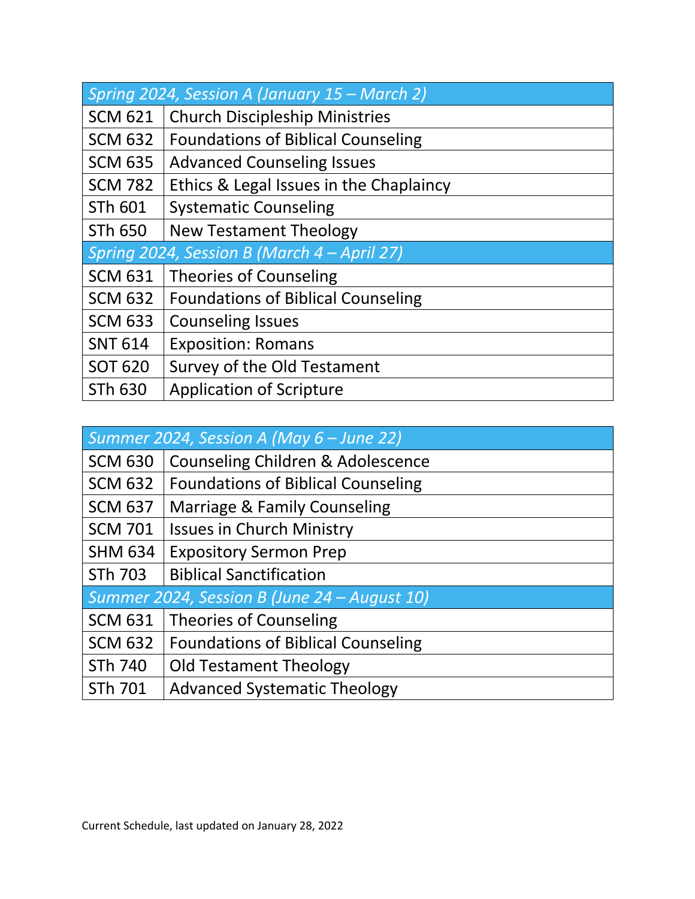| | |
|---|---|
| *Spring 2024, Session A (January 15 – March 2)* | |
| SCM 621 | Church Discipleship Ministries |
| SCM 632 | Foundations of Biblical Counseling |
| SCM 635 | Advanced Counseling Issues |
| SCM 782 | Ethics & Legal Issues in the Chaplaincy |
| STh 601 | Systematic Counseling |
| STh 650 | New Testament Theology |
| *Spring 2024, Session B (March 4 – April 27)* | |
| SCM 631 | Theories of Counseling |
| SCM 632 | Foundations of Biblical Counseling |
| SCM 633 | Counseling Issues |
| SNT 614 | Exposition: Romans |
| SOT 620 | Survey of the Old Testament |
| STh 630 | Application of Scripture |

| | |
|---|---|
| *Summer 2024, Session A (May 6 – June 22)* | |
| SCM 630 | Counseling Children & Adolescence |
| SCM 632 | Foundations of Biblical Counseling |
| SCM 637 | Marriage & Family Counseling |
| SCM 701 | Issues in Church Ministry |
| SHM 634 | Expository Sermon Prep |
| STh 703 | Biblical Sanctification |
| *Summer 2024, Session B (June 24 – August 10)* | |
| SCM 631 | Theories of Counseling |
| SCM 632 | Foundations of Biblical Counseling |
| STh 740 | Old Testament Theology |
| STh 701 | Advanced Systematic Theology |

Current Schedule, last updated on January 28, 2022